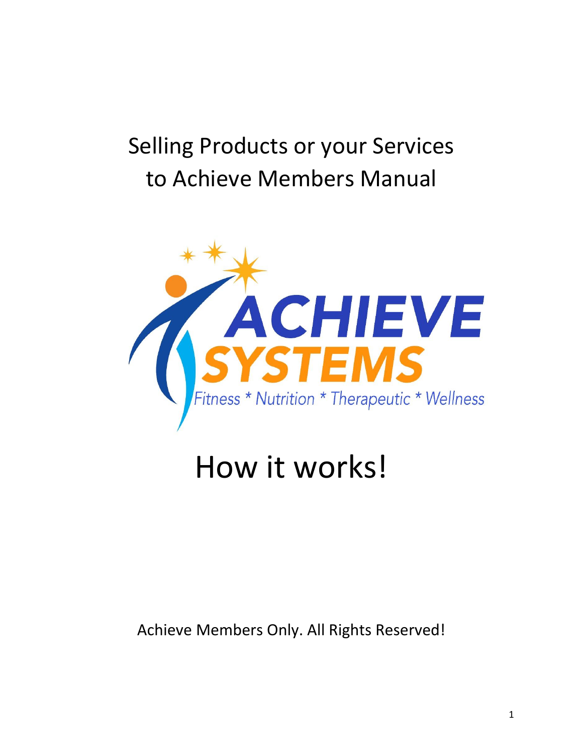# Selling Products or your Services to Achieve Members Manual

ACHIEVE SYSTEMS

Fitness * Nutrition * Therapeutic * Wellness

# How it works!

Achieve Members Only. All Rights Reserved!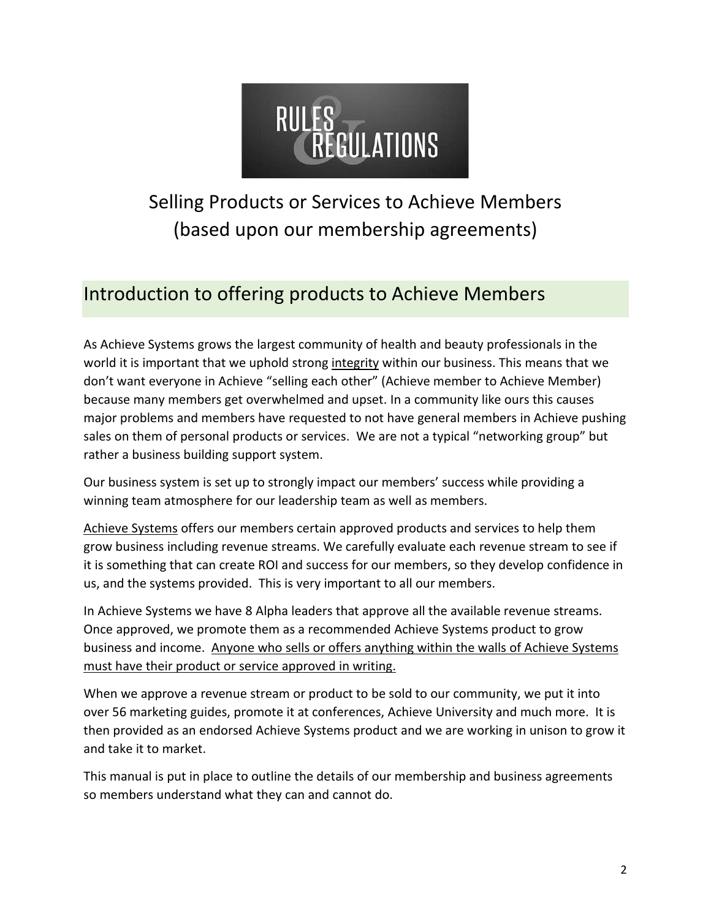RULES & REGULATIONS

# Selling Products or Services to Achieve Members (based upon our membership agreements)

## Introduction to offering products to Achieve Members

As Achieve Systems grows the largest community of health and beauty professionals in the world it is important that we uphold strong integrity within our business. This means that we don't want everyone in Achieve "selling each other" (Achieve member to Achieve Member) because many members get overwhelmed and upset. In a community like ours this causes major problems and members have requested to not have general members in Achieve pushing sales on them of personal products or services. We are not a typical "networking group" but rather a business building support system.

Our business system is set up to strongly impact our members' success while providing a winning team atmosphere for our leadership team as well as members.

Achieve Systems offers our members certain approved products and services to help them grow business including revenue streams. We carefully evaluate each revenue stream to see if it is something that can create ROI and success for our members, so they develop confidence in us, and the systems provided. This is very important to all our members.

In Achieve Systems we have 8 Alpha leaders that approve all the available revenue streams. Once approved, we promote them as a recommended Achieve Systems product to grow business and income. Anyone who sells or offers anything within the walls of Achieve Systems must have their product or service approved in writing.

When we approve a revenue stream or product to be sold to our community, we put it into over 56 marketing guides, promote it at conferences, Achieve University and much more. It is then provided as an endorsed Achieve Systems product and we are working in unison to grow it and take it to market.

This manual is put in place to outline the details of our membership and business agreements so members understand what they can and cannot do.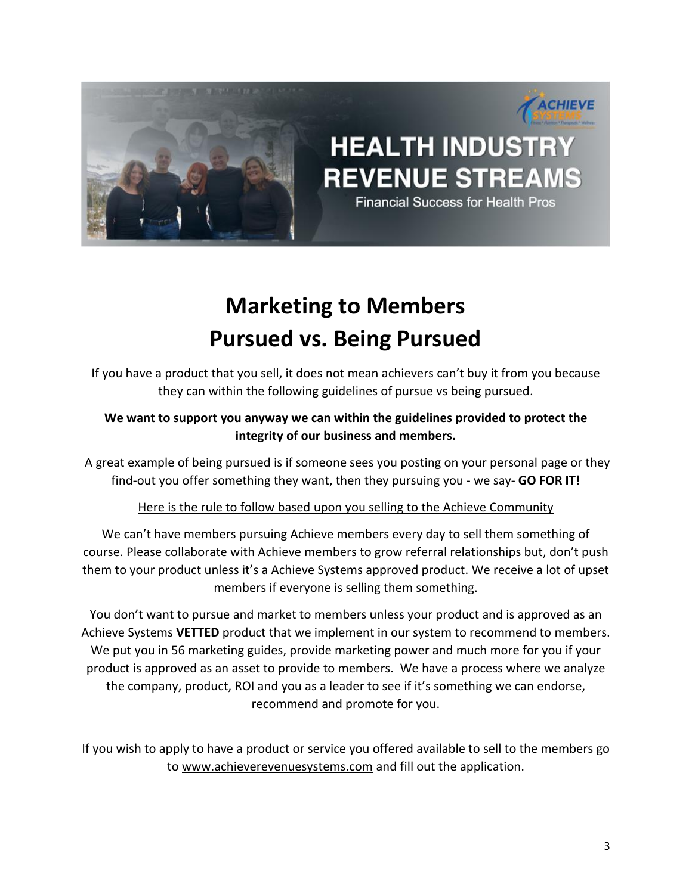# Marketing to Members
# Pursued vs. Being Pursued

If you have a product that you sell, it does not mean achievers can't buy it from you because they can within the following guidelines of pursue vs being pursued.

**We want to support you anyway we can within the guidelines provided to protect the integrity of our business and members.**

A great example of being pursued is if someone sees you posting on your personal page or they find-out you offer something they want, then they pursuing you - we say- **GO FOR IT!**

Here is the rule to follow based upon you selling to the Achieve Community

We can't have members pursuing Achieve members every day to sell them something of course. Please collaborate with Achieve members to grow referral relationships but, don't push them to your product unless it's a Achieve Systems approved product. We receive a lot of upset members if everyone is selling them something.

You don't want to pursue and market to members unless your product and is approved as an Achieve Systems **VETTED** product that we implement in our system to recommend to members. We put you in 56 marketing guides, provide marketing power and much more for you if your product is approved as an asset to provide to members. We have a process where we analyze the company, product, ROI and you as a leader to see if it's something we can endorse, recommend and promote for you.

If you wish to apply to have a product or service you offered available to sell to the members go to www.achieverevenuesystems.com and fill out the application.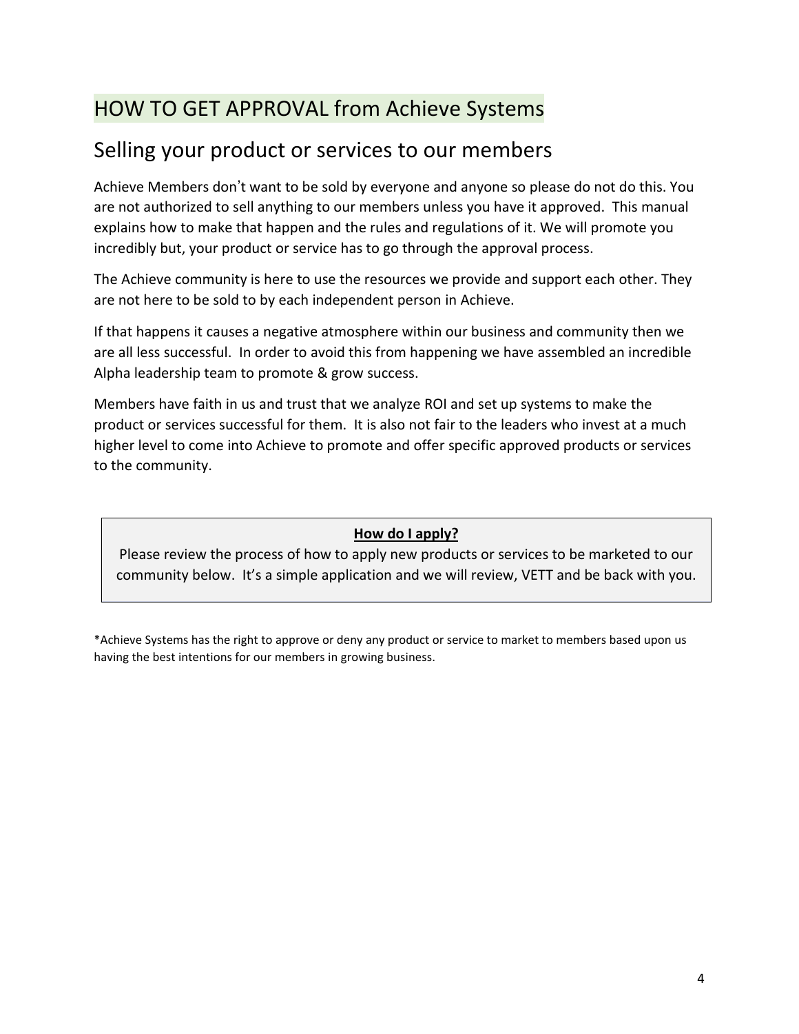# HOW TO GET APPROVAL from Achieve Systems

## Selling your product or services to our members

Achieve Members don't want to be sold by everyone and anyone so please do not do this. You are not authorized to sell anything to our members unless you have it approved. This manual explains how to make that happen and the rules and regulations of it. We will promote you incredibly but, your product or service has to go through the approval process.

The Achieve community is here to use the resources we provide and support each other. They are not here to be sold to by each independent person in Achieve.

If that happens it causes a negative atmosphere within our business and community then we are all less successful. In order to avoid this from happening we have assembled an incredible Alpha leadership team to promote & grow success.

Members have faith in us and trust that we analyze ROI and set up systems to make the product or services successful for them. It is also not fair to the leaders who invest at a much higher level to come into Achieve to promote and offer specific approved products or services to the community.

**How do I apply?**

Please review the process of how to apply new products or services to be marketed to our community below. It's a simple application and we will review, VETT and be back with you.

*Achieve Systems has the right to approve or deny any product or service to market to members based upon us having the best intentions for our members in growing business.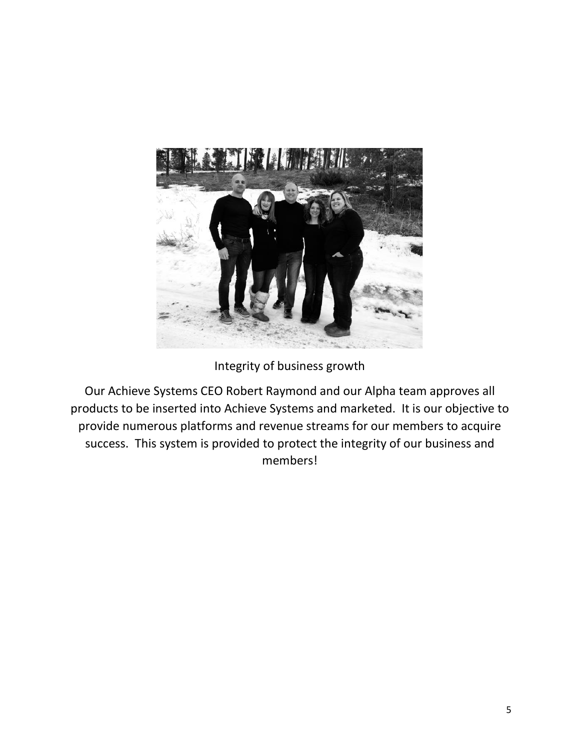Integrity of business growth

Our Achieve Systems CEO Robert Raymond and our Alpha team approves all products to be inserted into Achieve Systems and marketed. It is our objective to provide numerous platforms and revenue streams for our members to acquire success. This system is provided to protect the integrity of our business and members!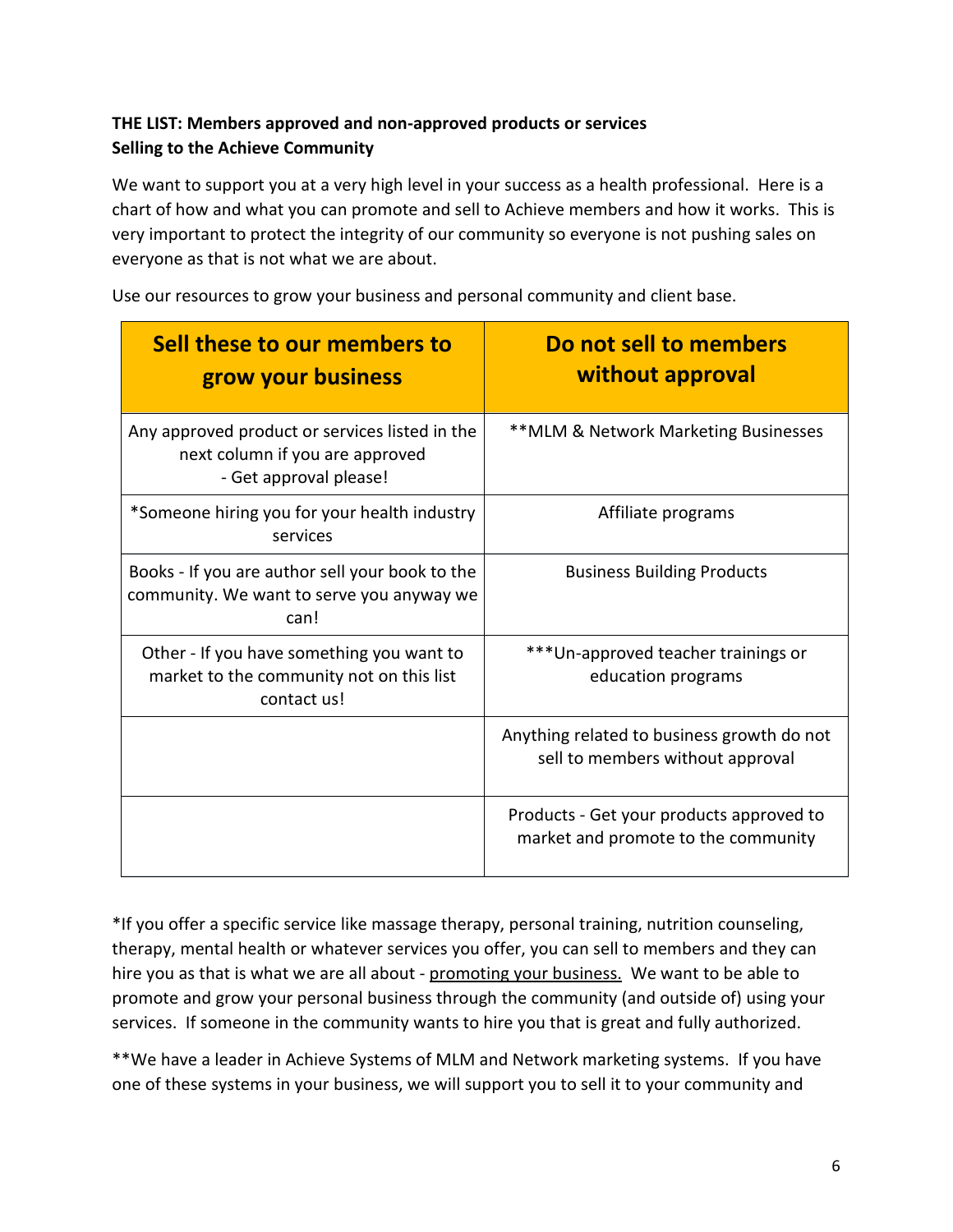**THE LIST: Members approved and non-approved products or services**
**Selling to the Achieve Community**

We want to support you at a very high level in your success as a health professional. Here is a chart of how and what you can promote and sell to Achieve members and how it works. This is very important to protect the integrity of our community so everyone is not pushing sales on everyone as that is not what we are about.

Use our resources to grow your business and personal community and client base.

| Sell these to our members to grow your business | Do not sell to members without approval |
| --- | --- |
| Any approved product or services listed in the next column if you are approved - Get approval please! | **MLM & Network Marketing Businesses |
| *Someone hiring you for your health industry services | Affiliate programs |
| Books - If you are author sell your book to the community. We want to serve you anyway we can! | Business Building Products |
| Other - If you have something you want to market to the community not on this list contact us! | ***Un-approved teacher trainings or education programs |
| | Anything related to business growth do not sell to members without approval |
| | Products - Get your products approved to market and promote to the community |

*If you offer a specific service like massage therapy, personal training, nutrition counseling, therapy, mental health or whatever services you offer, you can sell to members and they can hire you as that is what we are all about - promoting your business. We want to be able to promote and grow your personal business through the community (and outside of) using your services. If someone in the community wants to hire you that is great and fully authorized.

**We have a leader in Achieve Systems of MLM and Network marketing systems. If you have one of these systems in your business, we will support you to sell it to your community and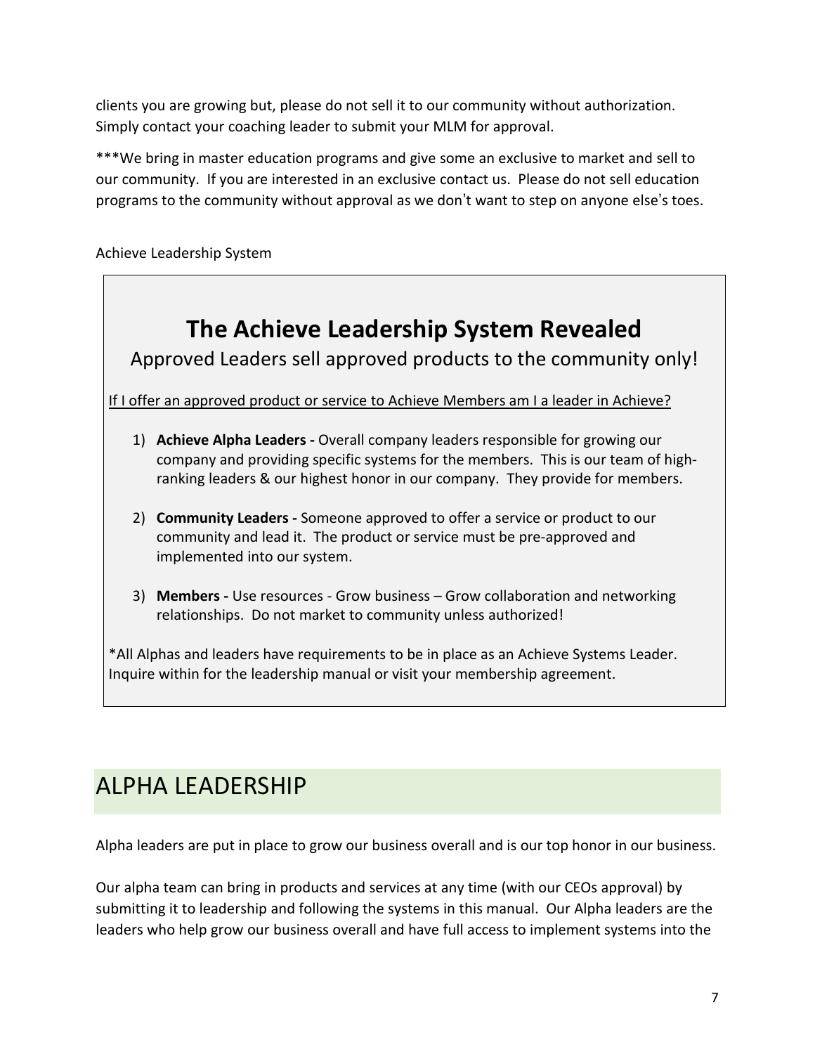clients you are growing but, please do not sell it to our community without authorization. Simply contact your coaching leader to submit your MLM for approval.

***We bring in master education programs and give some an exclusive to market and sell to our community. If you are interested in an exclusive contact us. Please do not sell education programs to the community without approval as we don't want to step on anyone else's toes.

Achieve Leadership System

## The Achieve Leadership System Revealed

Approved Leaders sell approved products to the community only!

<u>If I offer an approved product or service to Achieve Members am I a leader in Achieve?</u>

1) **Achieve Alpha Leaders -** Overall company leaders responsible for growing our company and providing specific systems for the members. This is our team of high-ranking leaders & our highest honor in our company. They provide for members.

2) **Community Leaders -** Someone approved to offer a service or product to our community and lead it. The product or service must be pre-approved and implemented into our system.

3) **Members -** Use resources - Grow business – Grow collaboration and networking relationships. Do not market to community unless authorized!

*All Alphas and leaders have requirements to be in place as an Achieve Systems Leader. Inquire within for the leadership manual or visit your membership agreement.

# ALPHA LEADERSHIP

Alpha leaders are put in place to grow our business overall and is our top honor in our business.

Our alpha team can bring in products and services at any time (with our CEOs approval) by submitting it to leadership and following the systems in this manual. Our Alpha leaders are the leaders who help grow our business overall and have full access to implement systems into the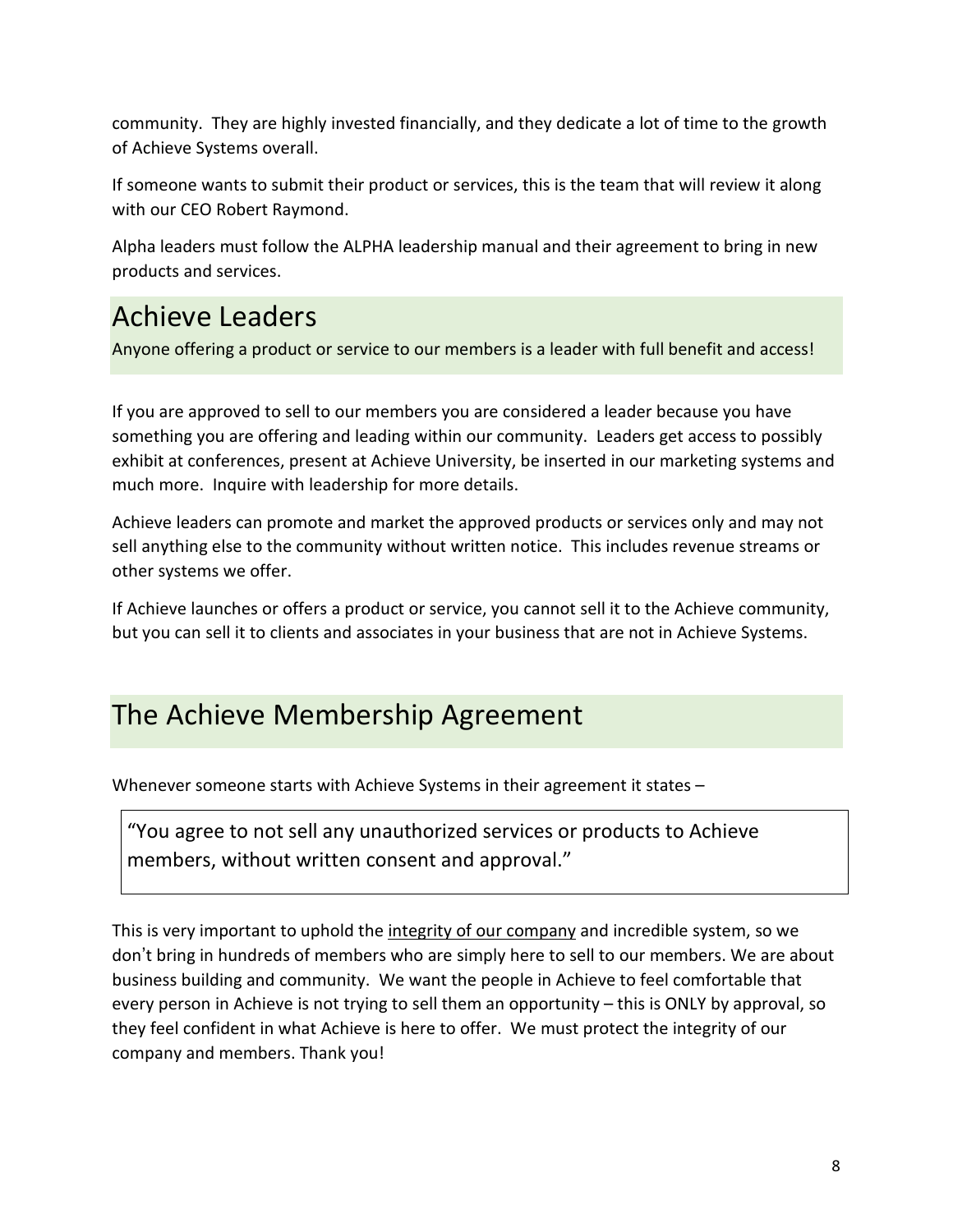community. They are highly invested financially, and they dedicate a lot of time to the growth of Achieve Systems overall.

If someone wants to submit their product or services, this is the team that will review it along with our CEO Robert Raymond.

Alpha leaders must follow the ALPHA leadership manual and their agreement to bring in new products and services.

## Achieve Leaders

Anyone offering a product or service to our members is a leader with full benefit and access!

If you are approved to sell to our members you are considered a leader because you have something you are offering and leading within our community. Leaders get access to possibly exhibit at conferences, present at Achieve University, be inserted in our marketing systems and much more. Inquire with leadership for more details.

Achieve leaders can promote and market the approved products or services only and may not sell anything else to the community without written notice. This includes revenue streams or other systems we offer.

If Achieve launches or offers a product or service, you cannot sell it to the Achieve community, but you can sell it to clients and associates in your business that are not in Achieve Systems.

## The Achieve Membership Agreement

Whenever someone starts with Achieve Systems in their agreement it states –

> "You agree to not sell any unauthorized services or products to Achieve members, without written consent and approval."

This is very important to uphold the integrity of our company and incredible system, so we don't bring in hundreds of members who are simply here to sell to our members. We are about business building and community. We want the people in Achieve to feel comfortable that every person in Achieve is not trying to sell them an opportunity – this is ONLY by approval, so they feel confident in what Achieve is here to offer. We must protect the integrity of our company and members. Thank you!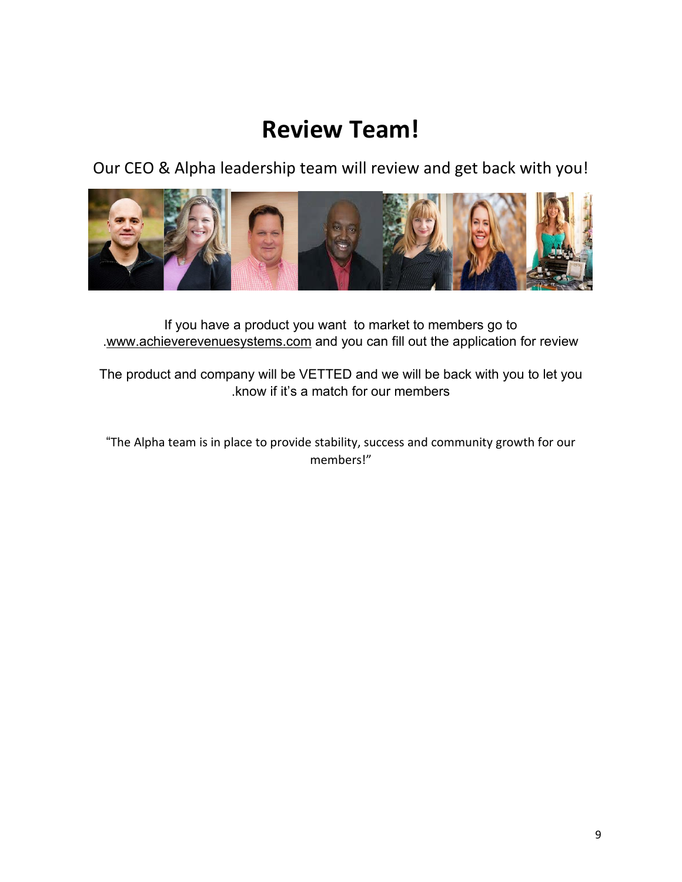# Review Team!

Our CEO & Alpha leadership team will review and get back with you!

If you have a product you want to market to members go to .www.achieverevenuesystems.com and you can fill out the application for review

The product and company will be VETTED and we will be back with you to let you .know if it's a match for our members

"The Alpha team is in place to provide stability, success and community growth for our members!"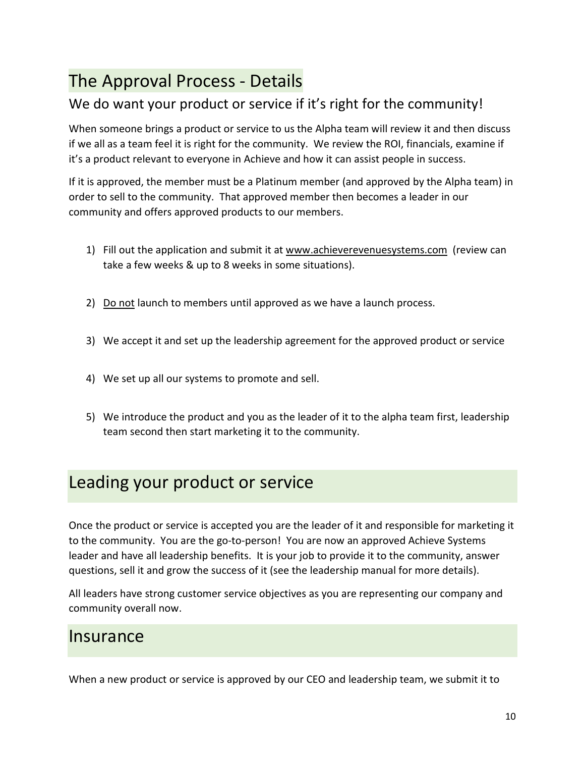## The Approval Process - Details

### We do want your product or service if it's right for the community!

When someone brings a product or service to us the Alpha team will review it and then discuss if we all as a team feel it is right for the community. We review the ROI, financials, examine if it's a product relevant to everyone in Achieve and how it can assist people in success.

If it is approved, the member must be a Platinum member (and approved by the Alpha team) in order to sell to the community. That approved member then becomes a leader in our community and offers approved products to our members.

1) Fill out the application and submit it at www.achieverevenuesystems.com (review can take a few weeks & up to 8 weeks in some situations).

2) Do not launch to members until approved as we have a launch process.

3) We accept it and set up the leadership agreement for the approved product or service

4) We set up all our systems to promote and sell.

5) We introduce the product and you as the leader of it to the alpha team first, leadership team second then start marketing it to the community.

## Leading your product or service

Once the product or service is accepted you are the leader of it and responsible for marketing it to the community. You are the go-to-person! You are now an approved Achieve Systems leader and have all leadership benefits. It is your job to provide it to the community, answer questions, sell it and grow the success of it (see the leadership manual for more details).

All leaders have strong customer service objectives as you are representing our company and community overall now.

## Insurance

When a new product or service is approved by our CEO and leadership team, we submit it to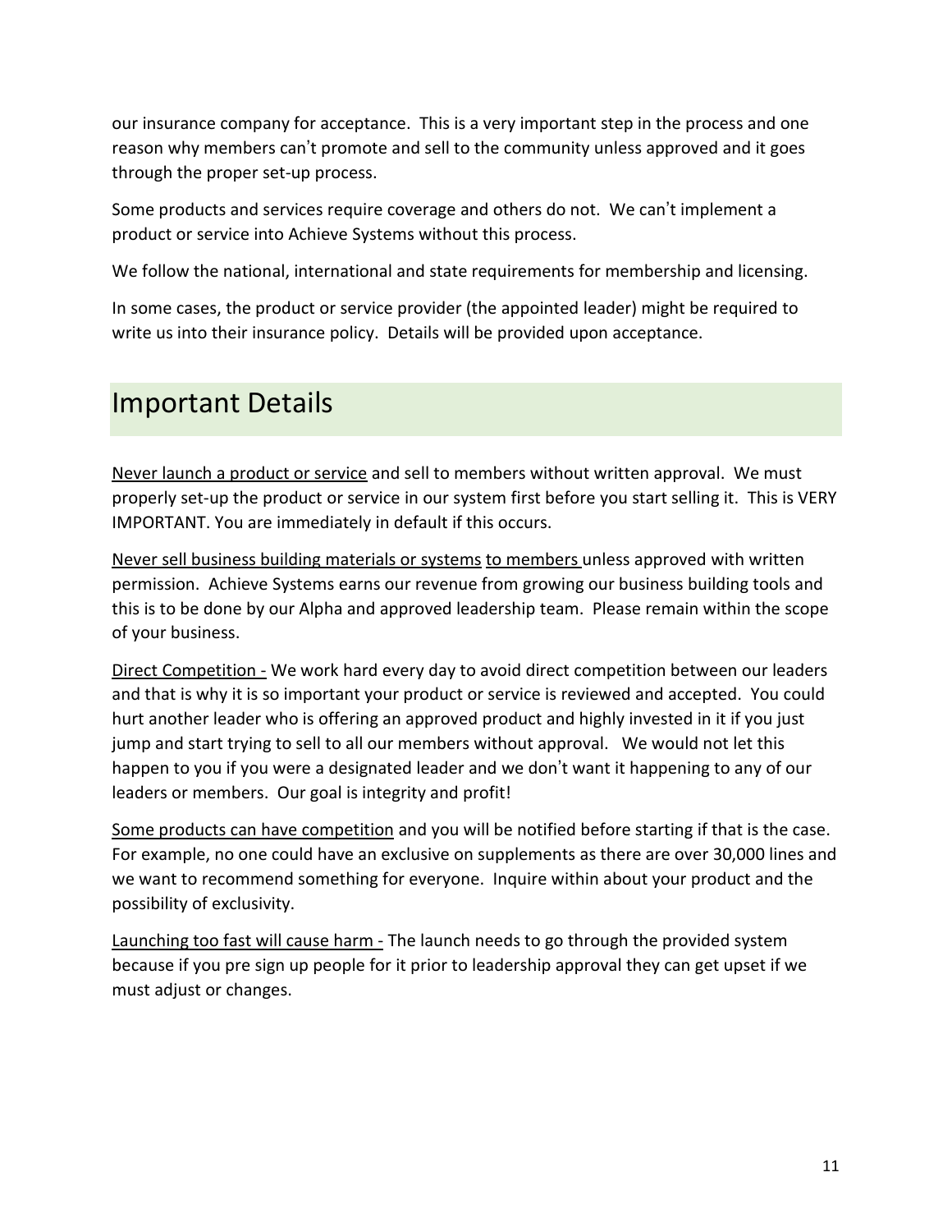our insurance company for acceptance. This is a very important step in the process and one reason why members can't promote and sell to the community unless approved and it goes through the proper set-up process.

Some products and services require coverage and others do not. We can't implement a product or service into Achieve Systems without this process.

We follow the national, international and state requirements for membership and licensing.

In some cases, the product or service provider (the appointed leader) might be required to write us into their insurance policy. Details will be provided upon acceptance.

## Important Details

<u>Never launch a product or service</u> and sell to members without written approval. We must properly set-up the product or service in our system first before you start selling it. This is VERY IMPORTANT. You are immediately in default if this occurs.

<u>Never sell business building materials or systems</u> <u>to members</u> unless approved with written permission. Achieve Systems earns our revenue from growing our business building tools and this is to be done by our Alpha and approved leadership team. Please remain within the scope of your business.

<u>Direct Competition -</u> We work hard every day to avoid direct competition between our leaders and that is why it is so important your product or service is reviewed and accepted. You could hurt another leader who is offering an approved product and highly invested in it if you just jump and start trying to sell to all our members without approval. We would not let this happen to you if you were a designated leader and we don't want it happening to any of our leaders or members. Our goal is integrity and profit!

<u>Some products can have competition</u> and you will be notified before starting if that is the case. For example, no one could have an exclusive on supplements as there are over 30,000 lines and we want to recommend something for everyone. Inquire within about your product and the possibility of exclusivity.

<u>Launching too fast will cause harm -</u> The launch needs to go through the provided system because if you pre sign up people for it prior to leadership approval they can get upset if we must adjust or changes.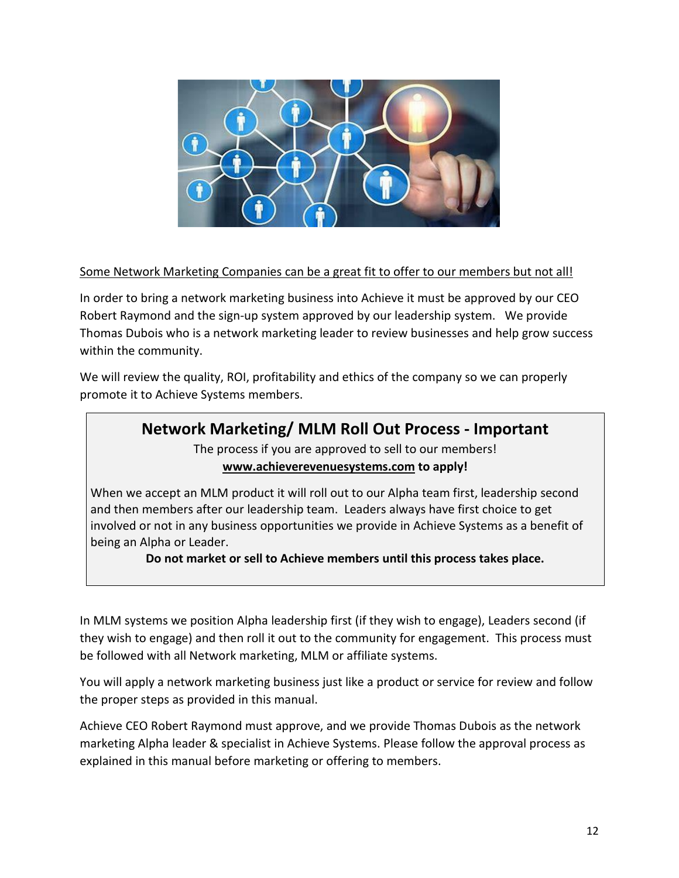Some Network Marketing Companies can be a great fit to offer to our members but not all!

In order to bring a network marketing business into Achieve it must be approved by our CEO Robert Raymond and the sign-up system approved by our leadership system. We provide Thomas Dubois who is a network marketing leader to review businesses and help grow success within the community.

We will review the quality, ROI, profitability and ethics of the company so we can properly promote it to Achieve Systems members.

## Network Marketing/ MLM Roll Out Process - Important

The process if you are approved to sell to our members!

**www.achieverevenuesystems.com to apply!**

When we accept an MLM product it will roll out to our Alpha team first, leadership second and then members after our leadership team. Leaders always have first choice to get involved or not in any business opportunities we provide in Achieve Systems as a benefit of being an Alpha or Leader.

**Do not market or sell to Achieve members until this process takes place.**

In MLM systems we position Alpha leadership first (if they wish to engage), Leaders second (if they wish to engage) and then roll it out to the community for engagement. This process must be followed with all Network marketing, MLM or affiliate systems.

You will apply a network marketing business just like a product or service for review and follow the proper steps as provided in this manual.

Achieve CEO Robert Raymond must approve, and we provide Thomas Dubois as the network marketing Alpha leader & specialist in Achieve Systems. Please follow the approval process as explained in this manual before marketing or offering to members.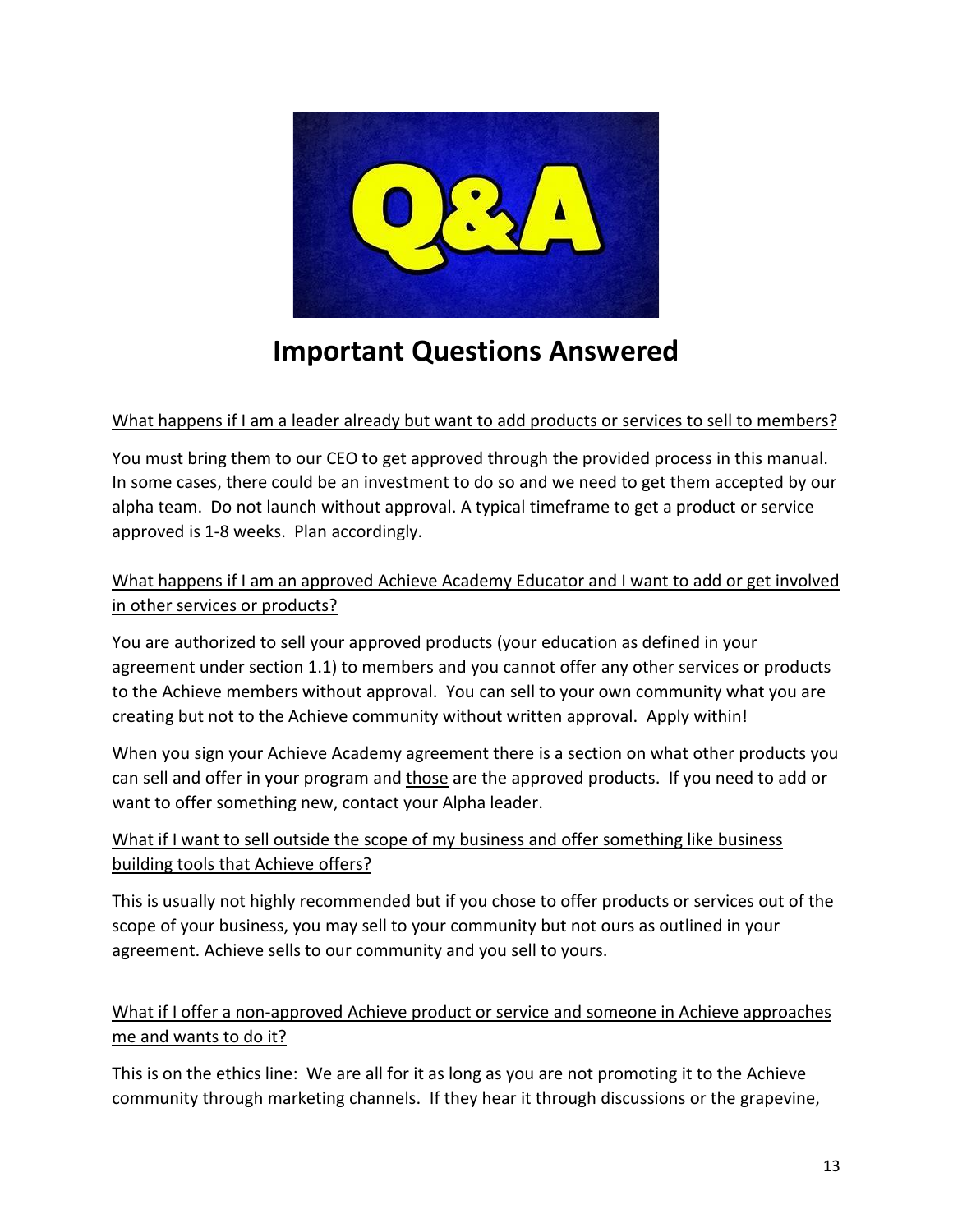# Important Questions Answered

<u>What happens if I am a leader already but want to add products or services to sell to members?</u>

You must bring them to our CEO to get approved through the provided process in this manual. In some cases, there could be an investment to do so and we need to get them accepted by our alpha team. Do not launch without approval. A typical timeframe to get a product or service approved is 1-8 weeks. Plan accordingly.

<u>What happens if I am an approved Achieve Academy Educator and I want to add or get involved in other services or products?</u>

You are authorized to sell your approved products (your education as defined in your agreement under section 1.1) to members and you cannot offer any other services or products to the Achieve members without approval. You can sell to your own community what you are creating but not to the Achieve community without written approval. Apply within!

When you sign your Achieve Academy agreement there is a section on what other products you can sell and offer in your program and <u>those</u> are the approved products. If you need to add or want to offer something new, contact your Alpha leader.

<u>What if I want to sell outside the scope of my business and offer something like business building tools that Achieve offers?</u>

This is usually not highly recommended but if you chose to offer products or services out of the scope of your business, you may sell to your community but not ours as outlined in your agreement. Achieve sells to our community and you sell to yours.

<u>What if I offer a non-approved Achieve product or service and someone in Achieve approaches me and wants to do it?</u>

This is on the ethics line: We are all for it as long as you are not promoting it to the Achieve community through marketing channels. If they hear it through discussions or the grapevine,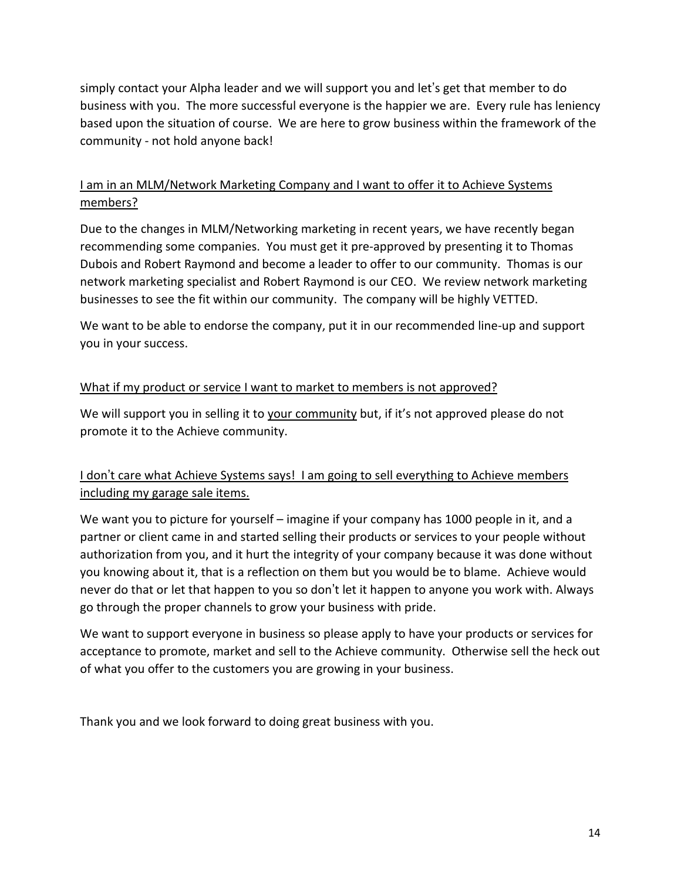simply contact your Alpha leader and we will support you and let's get that member to do business with you. The more successful everyone is the happier we are. Every rule has leniency based upon the situation of course. We are here to grow business within the framework of the community - not hold anyone back!

<u>I am in an MLM/Network Marketing Company and I want to offer it to Achieve Systems members?</u>

Due to the changes in MLM/Networking marketing in recent years, we have recently began recommending some companies. You must get it pre-approved by presenting it to Thomas Dubois and Robert Raymond and become a leader to offer to our community. Thomas is our network marketing specialist and Robert Raymond is our CEO. We review network marketing businesses to see the fit within our community. The company will be highly VETTED.

We want to be able to endorse the company, put it in our recommended line-up and support you in your success.

<u>What if my product or service I want to market to members is not approved?</u>

We will support you in selling it to <u>your community</u> but, if it's not approved please do not promote it to the Achieve community.

<u>I don't care what Achieve Systems says! I am going to sell everything to Achieve members including my garage sale items.</u>

We want you to picture for yourself – imagine if your company has 1000 people in it, and a partner or client came in and started selling their products or services to your people without authorization from you, and it hurt the integrity of your company because it was done without you knowing about it, that is a reflection on them but you would be to blame. Achieve would never do that or let that happen to you so don't let it happen to anyone you work with. Always go through the proper channels to grow your business with pride.

We want to support everyone in business so please apply to have your products or services for acceptance to promote, market and sell to the Achieve community. Otherwise sell the heck out of what you offer to the customers you are growing in your business.

Thank you and we look forward to doing great business with you.